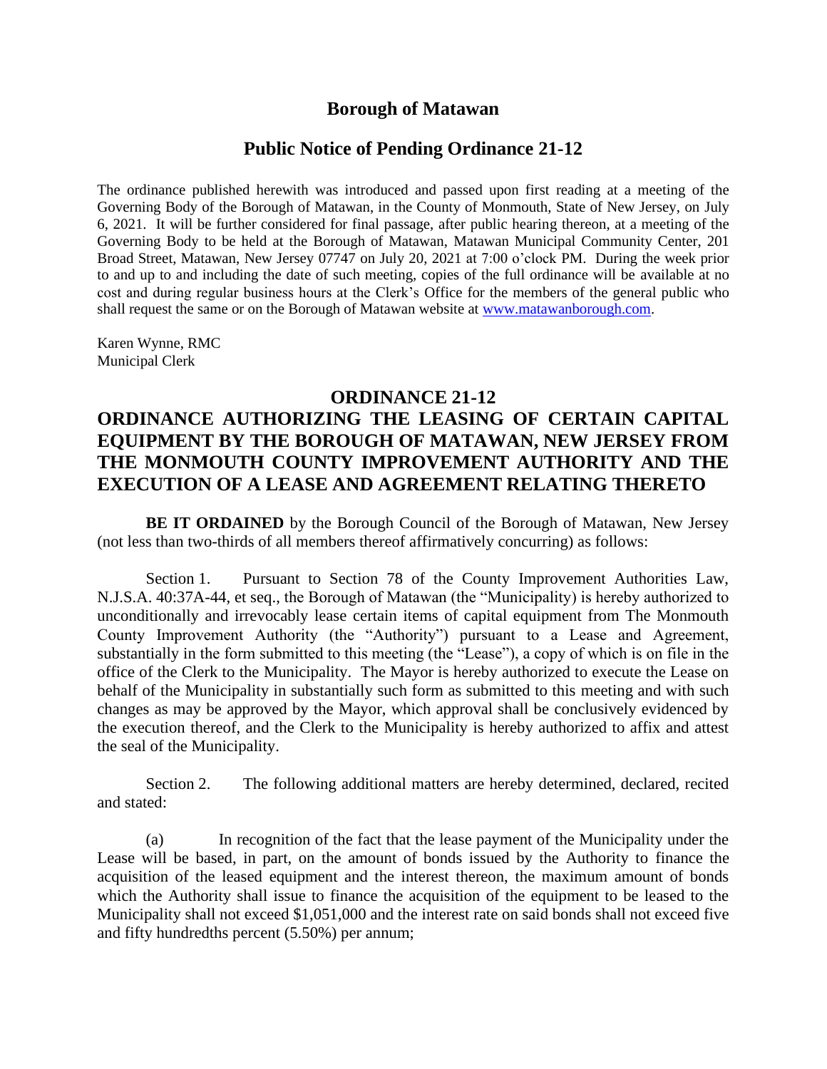# Borough of Matawan

## Public Notice of Pending Ordinance 21-12

The ordinance published herewith was introduced and passed upon first reading at a meeting of the Governing Body of the Borough of Matawan, in the County of Monmouth, State of New Jersey, on July 6, 2021. It will be further considered for final passage, after public hearing thereon, at a meeting of the Governing Body to be held at the Borough of Matawan, Matawan Municipal Community Center, 201 Broad Street, Matawan, New Jersey 07747 on July 20, 2021 at 7:00 o'clock PM. During the week prior to and up to and including the date of such meeting, copies of the full ordinance will be available at no cost and during regular business hours at the Clerk's Office for the members of the general public who shall request the same or on the Borough of Matawan website at www.matawanborough.com.

Karen Wynne, RMC
Municipal Clerk

## ORDINANCE 21-12

## ORDINANCE AUTHORIZING THE LEASING OF CERTAIN CAPITAL EQUIPMENT BY THE BOROUGH OF MATAWAN, NEW JERSEY FROM THE MONMOUTH COUNTY IMPROVEMENT AUTHORITY AND THE EXECUTION OF A LEASE AND AGREEMENT RELATING THERETO

**BE IT ORDAINED** by the Borough Council of the Borough of Matawan, New Jersey (not less than two-thirds of all members thereof affirmatively concurring) as follows:

Section 1. Pursuant to Section 78 of the County Improvement Authorities Law, N.J.S.A. 40:37A-44, et seq., the Borough of Matawan (the "Municipality) is hereby authorized to unconditionally and irrevocably lease certain items of capital equipment from The Monmouth County Improvement Authority (the "Authority") pursuant to a Lease and Agreement, substantially in the form submitted to this meeting (the "Lease"), a copy of which is on file in the office of the Clerk to the Municipality. The Mayor is hereby authorized to execute the Lease on behalf of the Municipality in substantially such form as submitted to this meeting and with such changes as may be approved by the Mayor, which approval shall be conclusively evidenced by the execution thereof, and the Clerk to the Municipality is hereby authorized to affix and attest the seal of the Municipality.

Section 2. The following additional matters are hereby determined, declared, recited and stated:

(a) In recognition of the fact that the lease payment of the Municipality under the Lease will be based, in part, on the amount of bonds issued by the Authority to finance the acquisition of the leased equipment and the interest thereon, the maximum amount of bonds which the Authority shall issue to finance the acquisition of the equipment to be leased to the Municipality shall not exceed $1,051,000 and the interest rate on said bonds shall not exceed five and fifty hundredths percent (5.50%) per annum;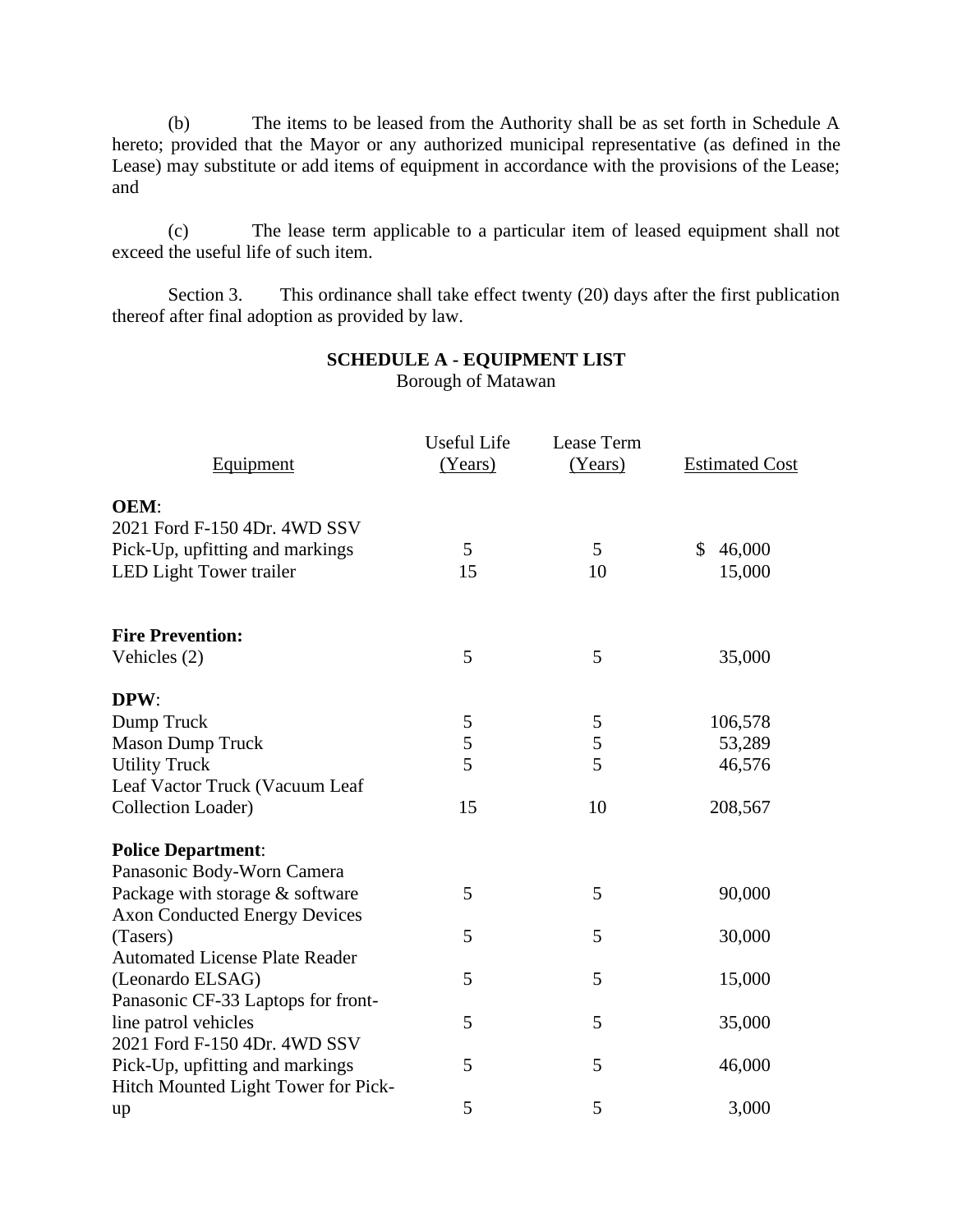(b) The items to be leased from the Authority shall be as set forth in Schedule A hereto; provided that the Mayor or any authorized municipal representative (as defined in the Lease) may substitute or add items of equipment in accordance with the provisions of the Lease; and

(c) The lease term applicable to a particular item of leased equipment shall not exceed the useful life of such item.

Section 3. This ordinance shall take effect twenty (20) days after the first publication thereof after final adoption as provided by law.

**SCHEDULE A - EQUIPMENT LIST**
Borough of Matawan

| Equipment | Useful Life (Years) | Lease Term (Years) | Estimated Cost |
|---|---|---|---|
| **OEM**: | | | |
| 2021 Ford F-150 4Dr. 4WD SSV Pick-Up, upfitting and markings | 5 | 5 | $ 46,000 |
| LED Light Tower trailer | 15 | 10 | 15,000 |
| **Fire Prevention:** | | | |
| Vehicles (2) | 5 | 5 | 35,000 |
| **DPW**: | | | |
| Dump Truck | 5 | 5 | 106,578 |
| Mason Dump Truck | 5 | 5 | 53,289 |
| Utility Truck | 5 | 5 | 46,576 |
| Leaf Vactor Truck (Vacuum Leaf Collection Loader) | 15 | 10 | 208,567 |
| **Police Department**: | | | |
| Panasonic Body-Worn Camera Package with storage & software | 5 | 5 | 90,000 |
| Axon Conducted Energy Devices (Tasers) | 5 | 5 | 30,000 |
| Automated License Plate Reader (Leonardo ELSAG) | 5 | 5 | 15,000 |
| Panasonic CF-33 Laptops for front-line patrol vehicles | 5 | 5 | 35,000 |
| 2021 Ford F-150 4Dr. 4WD SSV Pick-Up, upfitting and markings | 5 | 5 | 46,000 |
| Hitch Mounted Light Tower for Pick-up | 5 | 5 | 3,000 |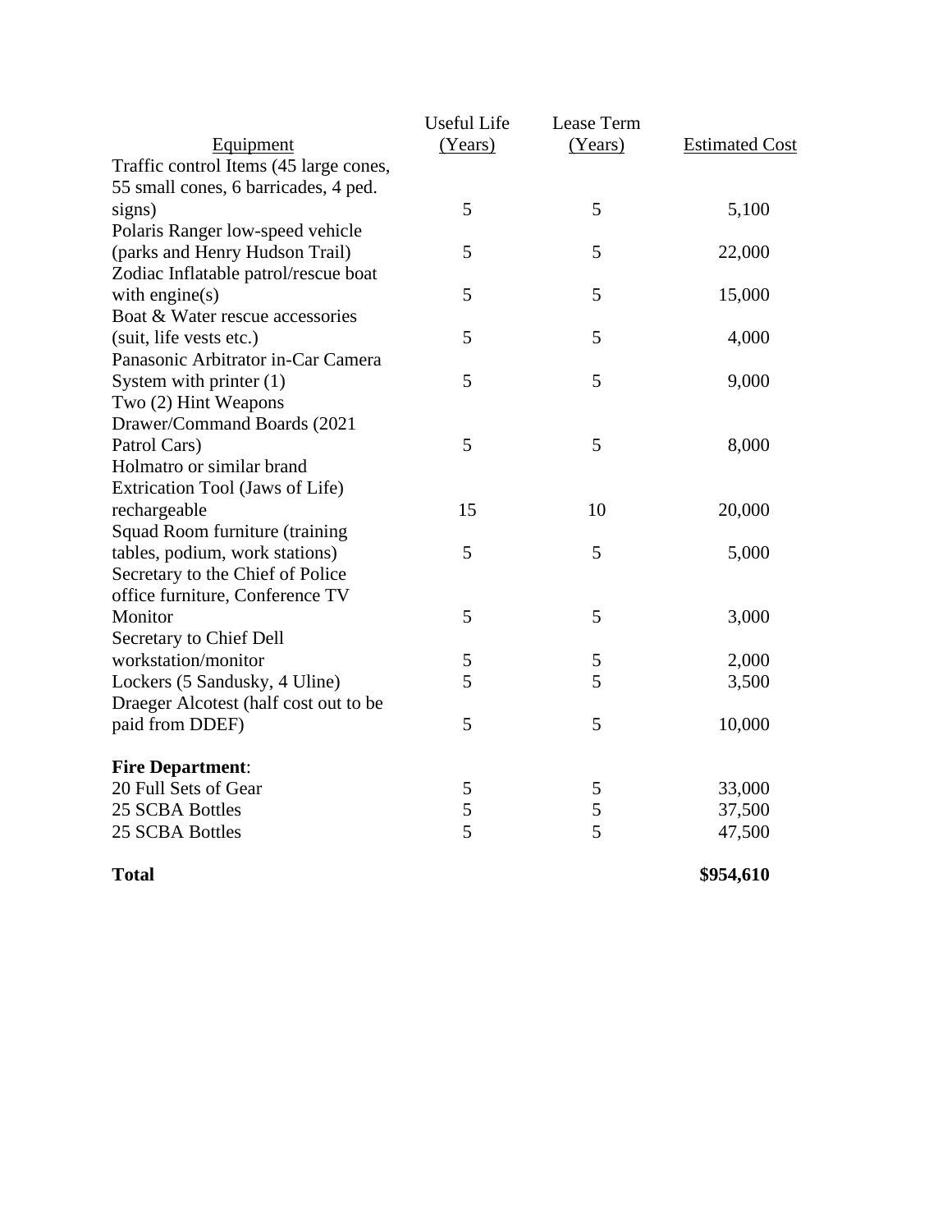| Equipment | Useful Life (Years) | Lease Term (Years) | Estimated Cost |
|---|---|---|---|
| Traffic control Items (45 large cones, 55 small cones, 6 barricades, 4 ped. signs) | 5 | 5 | 5,100 |
| Polaris Ranger low-speed vehicle (parks and Henry Hudson Trail) | 5 | 5 | 22,000 |
| Zodiac Inflatable patrol/rescue boat with engine(s) | 5 | 5 | 15,000 |
| Boat & Water rescue accessories (suit, life vests etc.) | 5 | 5 | 4,000 |
| Panasonic Arbitrator in-Car Camera System with printer (1) | 5 | 5 | 9,000 |
| Two (2) Hint Weapons Drawer/Command Boards (2021 Patrol Cars) | 5 | 5 | 8,000 |
| Holmatro or similar brand Extrication Tool (Jaws of Life) rechargeable | 15 | 10 | 20,000 |
| Squad Room furniture (training tables, podium, work stations) | 5 | 5 | 5,000 |
| Secretary to the Chief of Police office furniture, Conference TV Monitor | 5 | 5 | 3,000 |
| Secretary to Chief Dell workstation/monitor | 5 | 5 | 2,000 |
| Lockers (5 Sandusky, 4 Uline) | 5 | 5 | 3,500 |
| Draeger Alcotest (half cost out to be paid from DDEF) | 5 | 5 | 10,000 |
| **Fire Department**: | | | |
| 20 Full Sets of Gear | 5 | 5 | 33,000 |
| 25 SCBA Bottles | 5 | 5 | 37,500 |
| 25 SCBA Bottles | 5 | 5 | 47,500 |
| **Total** | | | **$954,610** |